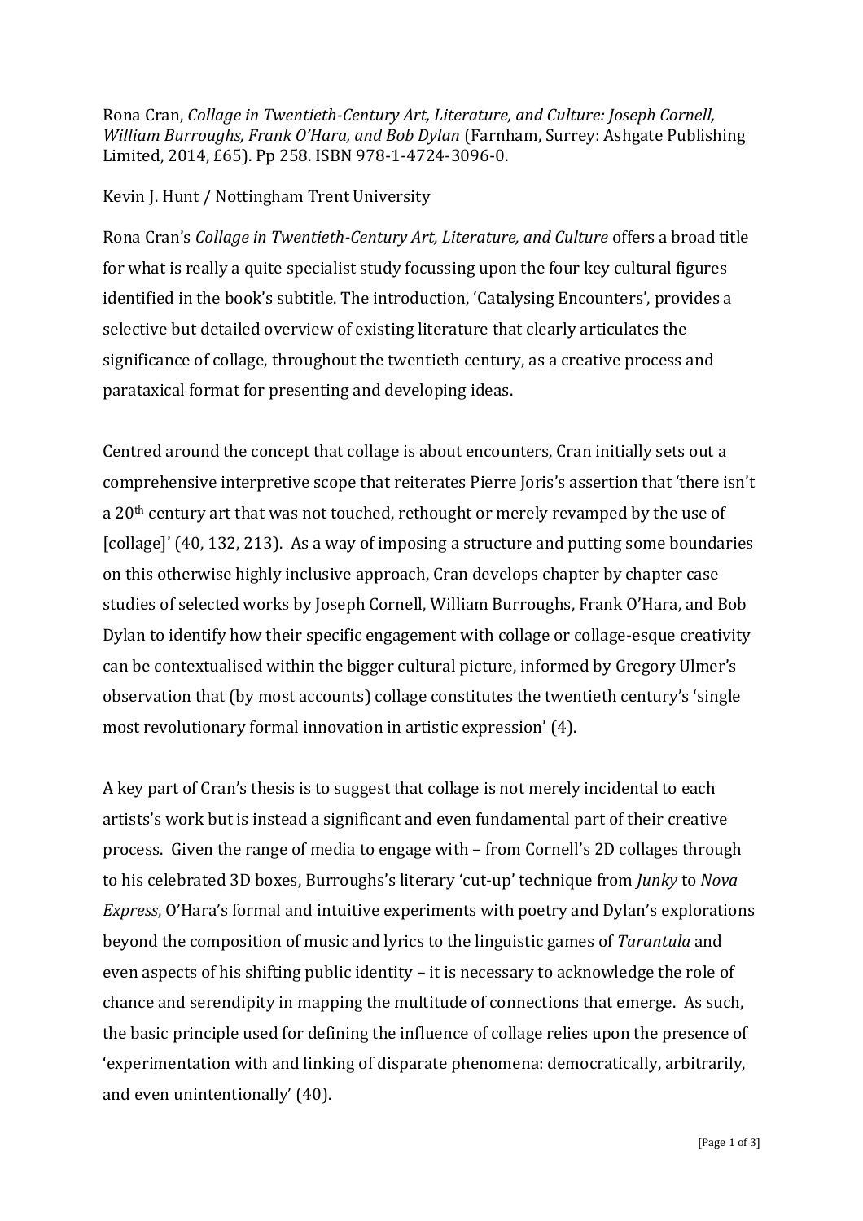Rona Cran, *Collage in Twentieth-Century Art, Literature, and Culture: Joseph Cornell, William Burroughs, Frank O'Hara, and Bob Dylan* (Farnham, Surrey: Ashgate Publishing Limited, 2014, £65). Pp 258. ISBN 978-1-4724-3096-0.

Kevin J. Hunt / Nottingham Trent University

Rona Cran's *Collage in Twentieth-Century Art, Literature, and Culture* offers a broad title for what is really a quite specialist study focussing upon the four key cultural figures identified in the book's subtitle. The introduction, 'Catalysing Encounters', provides a selective but detailed overview of existing literature that clearly articulates the significance of collage, throughout the twentieth century, as a creative process and paratactical format for presenting and developing ideas.

Centred around the concept that collage is about encounters, Cran initially sets out a comprehensive interpretive scope that reiterates Pierre Joris's assertion that 'there isn't a 20th century art that was not touched, rethought or merely revamped by the use of [collage]' (40, 132, 213). As a way of imposing a structure and putting some boundaries on this otherwise highly inclusive approach, Cran develops chapter by chapter case studies of selected works by Joseph Cornell, William Burroughs, Frank O'Hara, and Bob Dylan to identify how their specific engagement with collage or collage-esque creativity can be contextualised within the bigger cultural picture, informed by Gregory Ulmer's observation that (by most accounts) collage constitutes the twentieth century's 'single most revolutionary formal innovation in artistic expression' (4).

A key part of Cran's thesis is to suggest that collage is not merely incidental to each artists's work but is instead a significant and even fundamental part of their creative process. Given the range of media to engage with – from Cornell's 2D collages through to his celebrated 3D boxes, Burroughs's literary 'cut-up' technique from *Junky* to *Nova Express*, O'Hara's formal and intuitive experiments with poetry and Dylan's explorations beyond the composition of music and lyrics to the linguistic games of *Tarantula* and even aspects of his shifting public identity – it is necessary to acknowledge the role of chance and serendipity in mapping the multitude of connections that emerge. As such, the basic principle used for defining the influence of collage relies upon the presence of 'experimentation with and linking of disparate phenomena: democratically, arbitrarily, and even unintentionally' (40).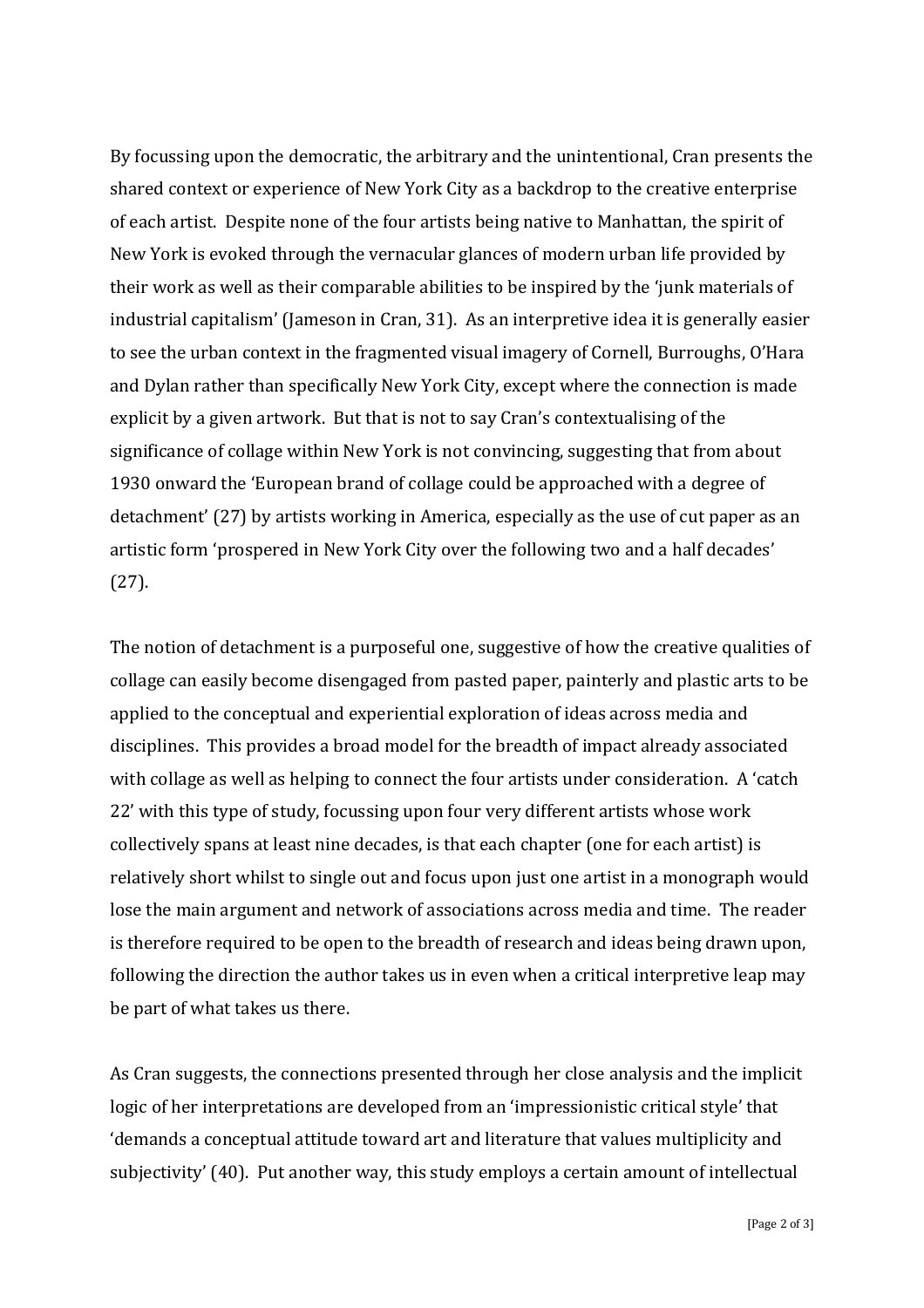By focussing upon the democratic, the arbitrary and the unintentional, Cran presents the shared context or experience of New York City as a backdrop to the creative enterprise of each artist. Despite none of the four artists being native to Manhattan, the spirit of New York is evoked through the vernacular glances of modern urban life provided by their work as well as their comparable abilities to be inspired by the 'junk materials of industrial capitalism' (Jameson in Cran, 31). As an interpretive idea it is generally easier to see the urban context in the fragmented visual imagery of Cornell, Burroughs, O'Hara and Dylan rather than specifically New York City, except where the connection is made explicit by a given artwork. But that is not to say Cran's contextualising of the significance of collage within New York is not convincing, suggesting that from about 1930 onward the 'European brand of collage could be approached with a degree of detachment' (27) by artists working in America, especially as the use of cut paper as an artistic form 'prospered in New York City over the following two and a half decades' (27).

The notion of detachment is a purposeful one, suggestive of how the creative qualities of collage can easily become disengaged from pasted paper, painterly and plastic arts to be applied to the conceptual and experiential exploration of ideas across media and disciplines. This provides a broad model for the breadth of impact already associated with collage as well as helping to connect the four artists under consideration. A 'catch 22' with this type of study, focussing upon four very different artists whose work collectively spans at least nine decades, is that each chapter (one for each artist) is relatively short whilst to single out and focus upon just one artist in a monograph would lose the main argument and network of associations across media and time. The reader is therefore required to be open to the breadth of research and ideas being drawn upon, following the direction the author takes us in even when a critical interpretive leap may be part of what takes us there.

As Cran suggests, the connections presented through her close analysis and the implicit logic of her interpretations are developed from an 'impressionistic critical style' that 'demands a conceptual attitude toward art and literature that values multiplicity and subjectivity' (40). Put another way, this study employs a certain amount of intellectual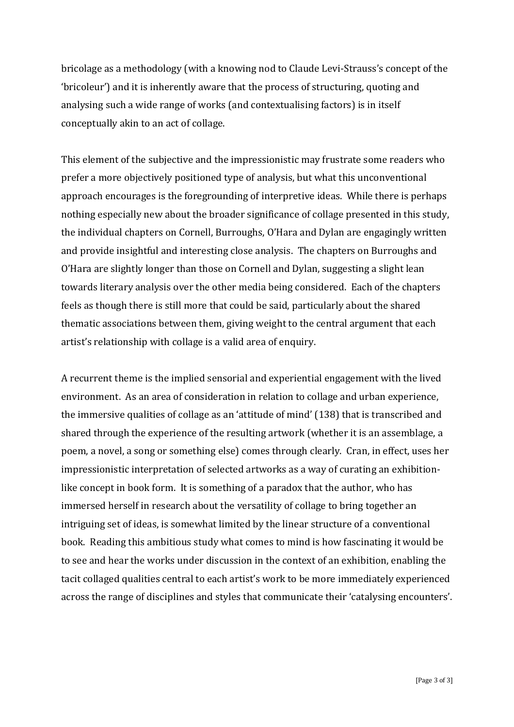bricolage as a methodology (with a knowing nod to Claude Levi-Strauss's concept of the 'bricoleur') and it is inherently aware that the process of structuring, quoting and analysing such a wide range of works (and contextualising factors) is in itself conceptually akin to an act of collage.

This element of the subjective and the impressionistic may frustrate some readers who prefer a more objectively positioned type of analysis, but what this unconventional approach encourages is the foregrounding of interpretive ideas. While there is perhaps nothing especially new about the broader significance of collage presented in this study, the individual chapters on Cornell, Burroughs, O'Hara and Dylan are engagingly written and provide insightful and interesting close analysis. The chapters on Burroughs and O'Hara are slightly longer than those on Cornell and Dylan, suggesting a slight lean towards literary analysis over the other media being considered. Each of the chapters feels as though there is still more that could be said, particularly about the shared thematic associations between them, giving weight to the central argument that each artist's relationship with collage is a valid area of enquiry.

A recurrent theme is the implied sensorial and experiential engagement with the lived environment. As an area of consideration in relation to collage and urban experience, the immersive qualities of collage as an 'attitude of mind' (138) that is transcribed and shared through the experience of the resulting artwork (whether it is an assemblage, a poem, a novel, a song or something else) comes through clearly. Cran, in effect, uses her impressionistic interpretation of selected artworks as a way of curating an exhibition-like concept in book form. It is something of a paradox that the author, who has immersed herself in research about the versatility of collage to bring together an intriguing set of ideas, is somewhat limited by the linear structure of a conventional book. Reading this ambitious study what comes to mind is how fascinating it would be to see and hear the works under discussion in the context of an exhibition, enabling the tacit collaged qualities central to each artist's work to be more immediately experienced across the range of disciplines and styles that communicate their 'catalysing encounters'.